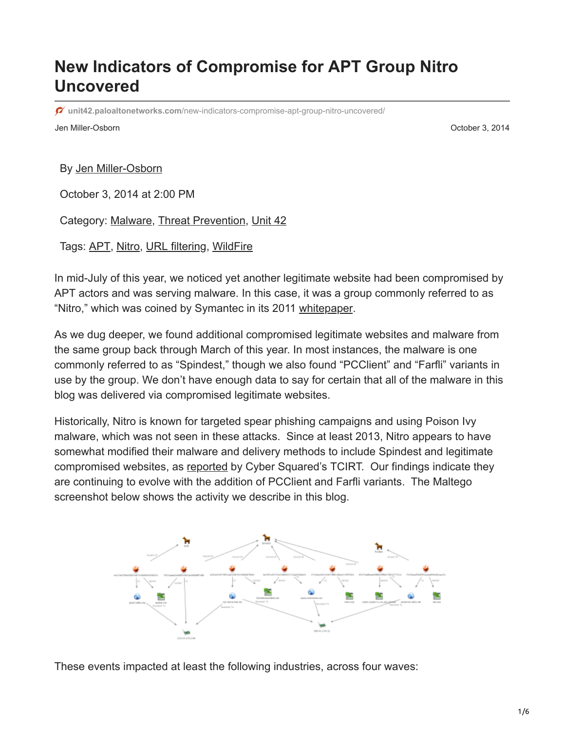# New Indicators of Compromise for APT Group Nitro Uncovered

unit42.paloaltonetworks.com/new-indicators-compromise-apt-group-nitro-uncovered/

Jen Miller-Osborn

October 3, 2014

By Jen Miller-Osborn

October 3, 2014 at 2:00 PM

Category: Malware, Threat Prevention, Unit 42

Tags: APT, Nitro, URL filtering, WildFire

In mid-July of this year, we noticed yet another legitimate website had been compromised by APT actors and was serving malware. In this case, it was a group commonly referred to as "Nitro," which was coined by Symantec in its 2011 whitepaper.

As we dug deeper, we found additional compromised legitimate websites and malware from the same group back through March of this year. In most instances, the malware is one commonly referred to as "Spindest," though we also found "PCClient" and "Farfli" variants in use by the group. We don't have enough data to say for certain that all of the malware in this blog was delivered via compromised legitimate websites.

Historically, Nitro is known for targeted spear phishing campaigns and using Poison Ivy malware, which was not seen in these attacks. Since at least 2013, Nitro appears to have somewhat modified their malware and delivery methods to include Spindest and legitimate compromised websites, as reported by Cyber Squared's TCIRT. Our findings indicate they are continuing to evolve with the addition of PCClient and Farfli variants. The Maltego screenshot below shows the activity we describe in this blog.

These events impacted at least the following industries, across four waves: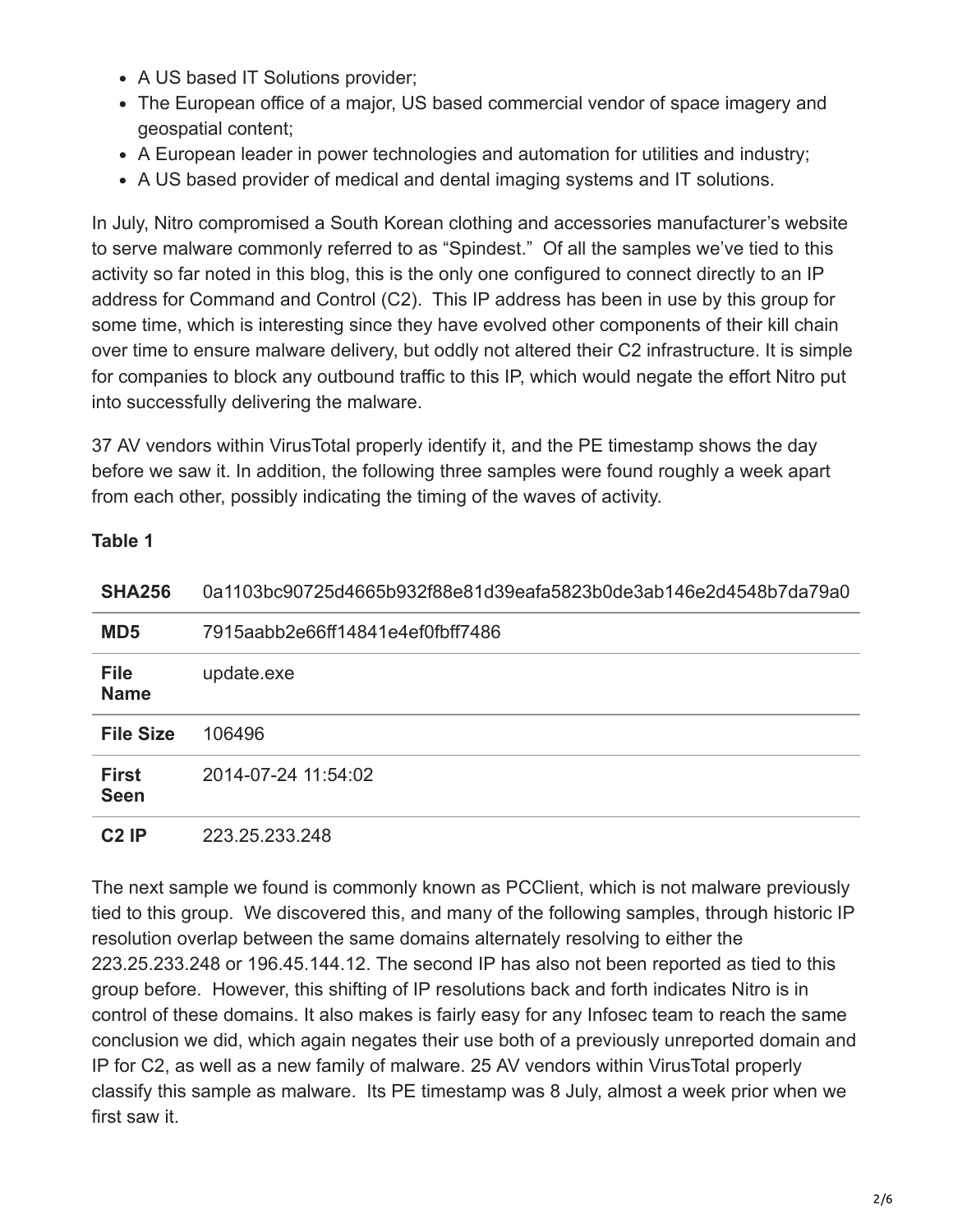- A US based IT Solutions provider;
- The European office of a major, US based commercial vendor of space imagery and geospatial content;
- A European leader in power technologies and automation for utilities and industry;
- A US based provider of medical and dental imaging systems and IT solutions.

In July, Nitro compromised a South Korean clothing and accessories manufacturer's website to serve malware commonly referred to as "Spindest." Of all the samples we've tied to this activity so far noted in this blog, this is the only one configured to connect directly to an IP address for Command and Control (C2). This IP address has been in use by this group for some time, which is interesting since they have evolved other components of their kill chain over time to ensure malware delivery, but oddly not altered their C2 infrastructure. It is simple for companies to block any outbound traffic to this IP, which would negate the effort Nitro put into successfully delivering the malware.

37 AV vendors within VirusTotal properly identify it, and the PE timestamp shows the day before we saw it. In addition, the following three samples were found roughly a week apart from each other, possibly indicating the timing of the waves of activity.

**Table 1**

| **SHA256** | 0a1103bc90725d4665b932f88e81d39eafa5823b0de3ab146e2d4548b7da79a0 |
|---|---|
| **MD5** | 7915aabb2e66ff14841e4ef0fbff7486 |
| **File Name** | update.exe |
| **File Size** | 106496 |
| **First Seen** | 2014-07-24 11:54:02 |
| **C2 IP** | 223.25.233.248 |

The next sample we found is commonly known as PCClient, which is not malware previously tied to this group. We discovered this, and many of the following samples, through historic IP resolution overlap between the same domains alternately resolving to either the 223.25.233.248 or 196.45.144.12. The second IP has also not been reported as tied to this group before. However, this shifting of IP resolutions back and forth indicates Nitro is in control of these domains. It also makes is fairly easy for any Infosec team to reach the same conclusion we did, which again negates their use both of a previously unreported domain and IP for C2, as well as a new family of malware. 25 AV vendors within VirusTotal properly classify this sample as malware. Its PE timestamp was 8 July, almost a week prior when we first saw it.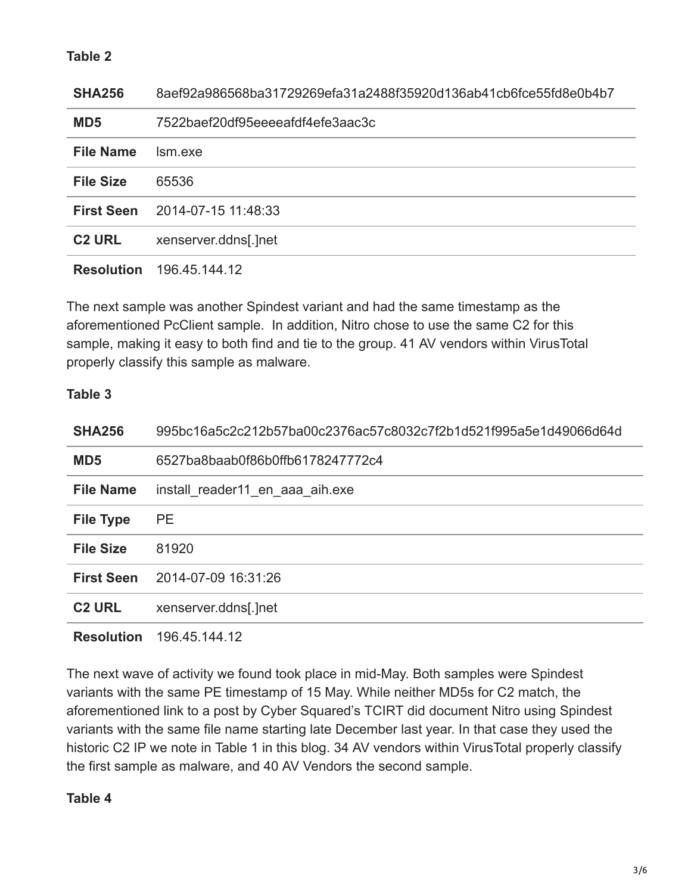**Table 2**

| | |
|---|---|
| **SHA256** | 8aef92a986568ba31729269efa31a2488f35920d136ab41cb6fce55fd8e0b4b7 |
| **MD5** | 7522baef20df95eeeeafdf4efe3aac3c |
| **File Name** | lsm.exe |
| **File Size** | 65536 |
| **First Seen** | 2014-07-15 11:48:33 |
| **C2 URL** | xenserver.ddns[.]net |
| **Resolution** | 196.45.144.12 |

The next sample was another Spindest variant and had the same timestamp as the aforementioned PcClient sample. In addition, Nitro chose to use the same C2 for this sample, making it easy to both find and tie to the group. 41 AV vendors within VirusTotal properly classify this sample as malware.

**Table 3**

| | |
|---|---|
| **SHA256** | 995bc16a5c2c212b57ba00c2376ac57c8032c7f2b1d521f995a5e1d49066d64d |
| **MD5** | 6527ba8baab0f86b0ffb6178247772c4 |
| **File Name** | install_reader11_en_aaa_aih.exe |
| **File Type** | PE |
| **File Size** | 81920 |
| **First Seen** | 2014-07-09 16:31:26 |
| **C2 URL** | xenserver.ddns[.]net |
| **Resolution** | 196.45.144.12 |

The next wave of activity we found took place in mid-May. Both samples were Spindest variants with the same PE timestamp of 15 May. While neither MD5s for C2 match, the aforementioned link to a post by Cyber Squared's TCIRT did document Nitro using Spindest variants with the same file name starting late December last year. In that case they used the historic C2 IP we note in Table 1 in this blog. 34 AV vendors within VirusTotal properly classify the first sample as malware, and 40 AV Vendors the second sample.

**Table 4**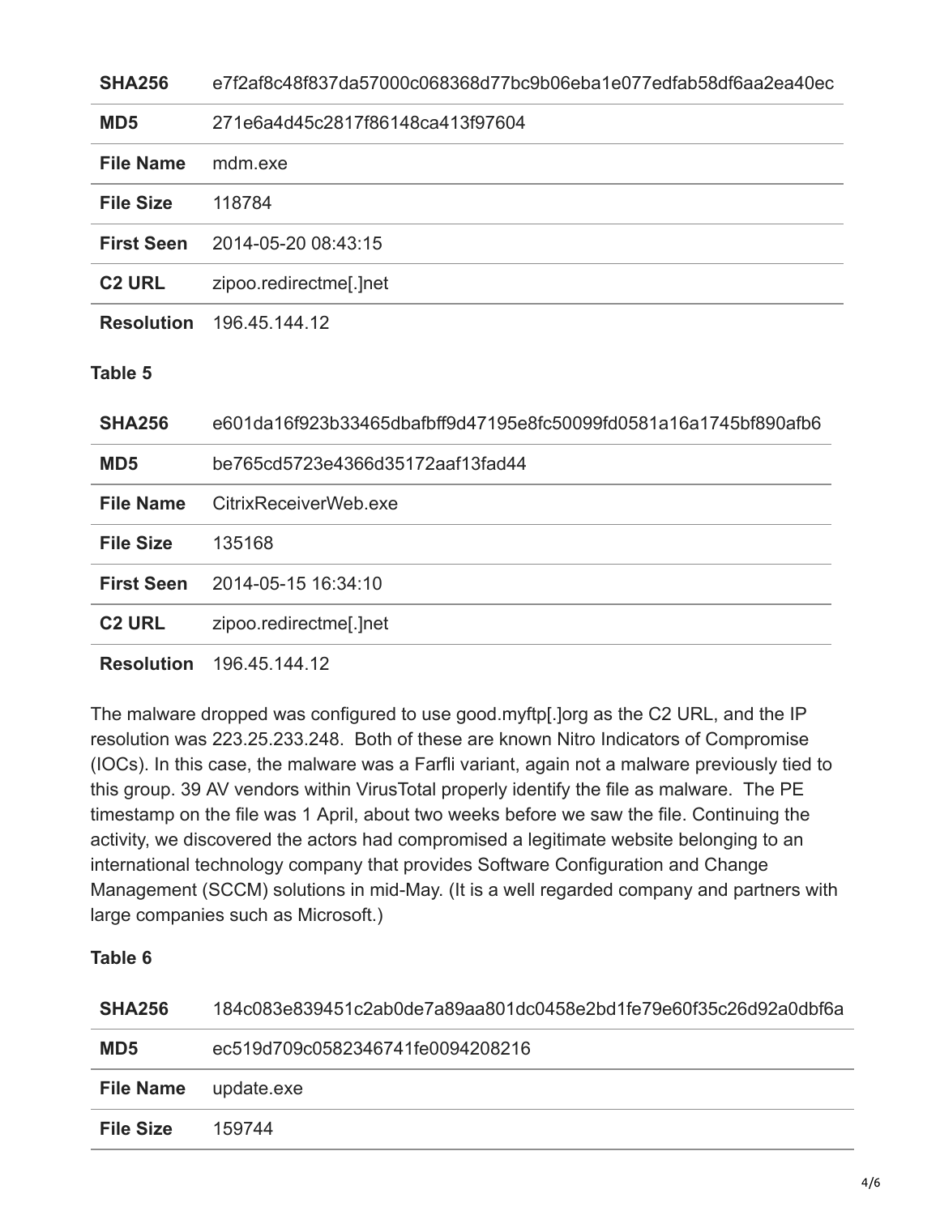| SHA256 | e7f2af8c48f837da57000c068368d77bc9b06eba1e077edfab58df6aa2ea40ec |
| --- | --- |
| MD5 | 271e6a4d45c2817f86148ca413f97604 |
| File Name | mdm.exe |
| File Size | 118784 |
| First Seen | 2014-05-20 08:43:15 |
| C2 URL | zipoo.redirectme[.]net |
| Resolution | 196.45.144.12 |

**Table 5**

| SHA256 | e601da16f923b33465dbafbff9d47195e8fc50099fd0581a16a1745bf890afb6 |
| --- | --- |
| MD5 | be765cd5723e4366d35172aaf13fad44 |
| File Name | CitrixReceiverWeb.exe |
| File Size | 135168 |
| First Seen | 2014-05-15 16:34:10 |
| C2 URL | zipoo.redirectme[.]net |
| Resolution | 196.45.144.12 |

The malware dropped was configured to use good.myftp[.]org as the C2 URL, and the IP resolution was 223.25.233.248. Both of these are known Nitro Indicators of Compromise (IOCs). In this case, the malware was a Farfli variant, again not a malware previously tied to this group. 39 AV vendors within VirusTotal properly identify the file as malware. The PE timestamp on the file was 1 April, about two weeks before we saw the file. Continuing the activity, we discovered the actors had compromised a legitimate website belonging to an international technology company that provides Software Configuration and Change Management (SCCM) solutions in mid-May. (It is a well regarded company and partners with large companies such as Microsoft.)

**Table 6**

| SHA256 | 184c083e839451c2ab0de7a89aa801dc0458e2bd1fe79e60f35c26d92a0dbf6a |
| --- | --- |
| MD5 | ec519d709c0582346741fe0094208216 |
| File Name | update.exe |
| File Size | 159744 |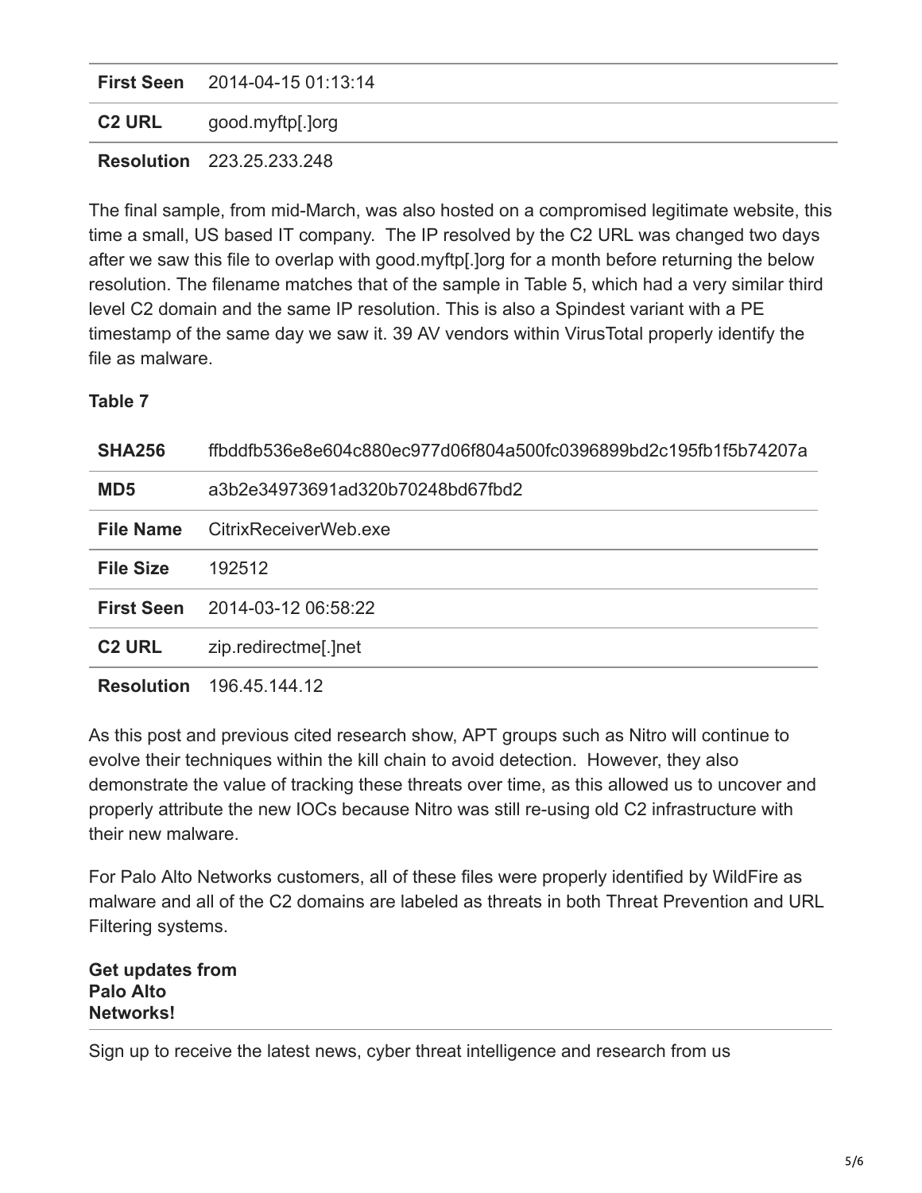| | |
|---|---|
| **First Seen** | 2014-04-15 01:13:14 |
| **C2 URL** | good.myftp[.]org |
| **Resolution** | 223.25.233.248 |

The final sample, from mid-March, was also hosted on a compromised legitimate website, this time a small, US based IT company. The IP resolved by the C2 URL was changed two days after we saw this file to overlap with good.myftp[.]org for a month before returning the below resolution. The filename matches that of the sample in Table 5, which had a very similar third level C2 domain and the same IP resolution. This is also a Spindest variant with a PE timestamp of the same day we saw it. 39 AV vendors within VirusTotal properly identify the file as malware.

**Table 7**

| | |
|---|---|
| **SHA256** | ffbddfb536e8e604c880ec977d06f804a500fc0396899bd2c195fb1f5b74207a |
| **MD5** | a3b2e34973691ad320b70248bd67fbd2 |
| **File Name** | CitrixReceiverWeb.exe |
| **File Size** | 192512 |
| **First Seen** | 2014-03-12 06:58:22 |
| **C2 URL** | zip.redirectme[.]net |
| **Resolution** | 196.45.144.12 |

As this post and previous cited research show, APT groups such as Nitro will continue to evolve their techniques within the kill chain to avoid detection. However, they also demonstrate the value of tracking these threats over time, as this allowed us to uncover and properly attribute the new IOCs because Nitro was still re-using old C2 infrastructure with their new malware.

For Palo Alto Networks customers, all of these files were properly identified by WildFire as malware and all of the C2 domains are labeled as threats in both Threat Prevention and URL Filtering systems.

**Get updates from Palo Alto Networks!**

Sign up to receive the latest news, cyber threat intelligence and research from us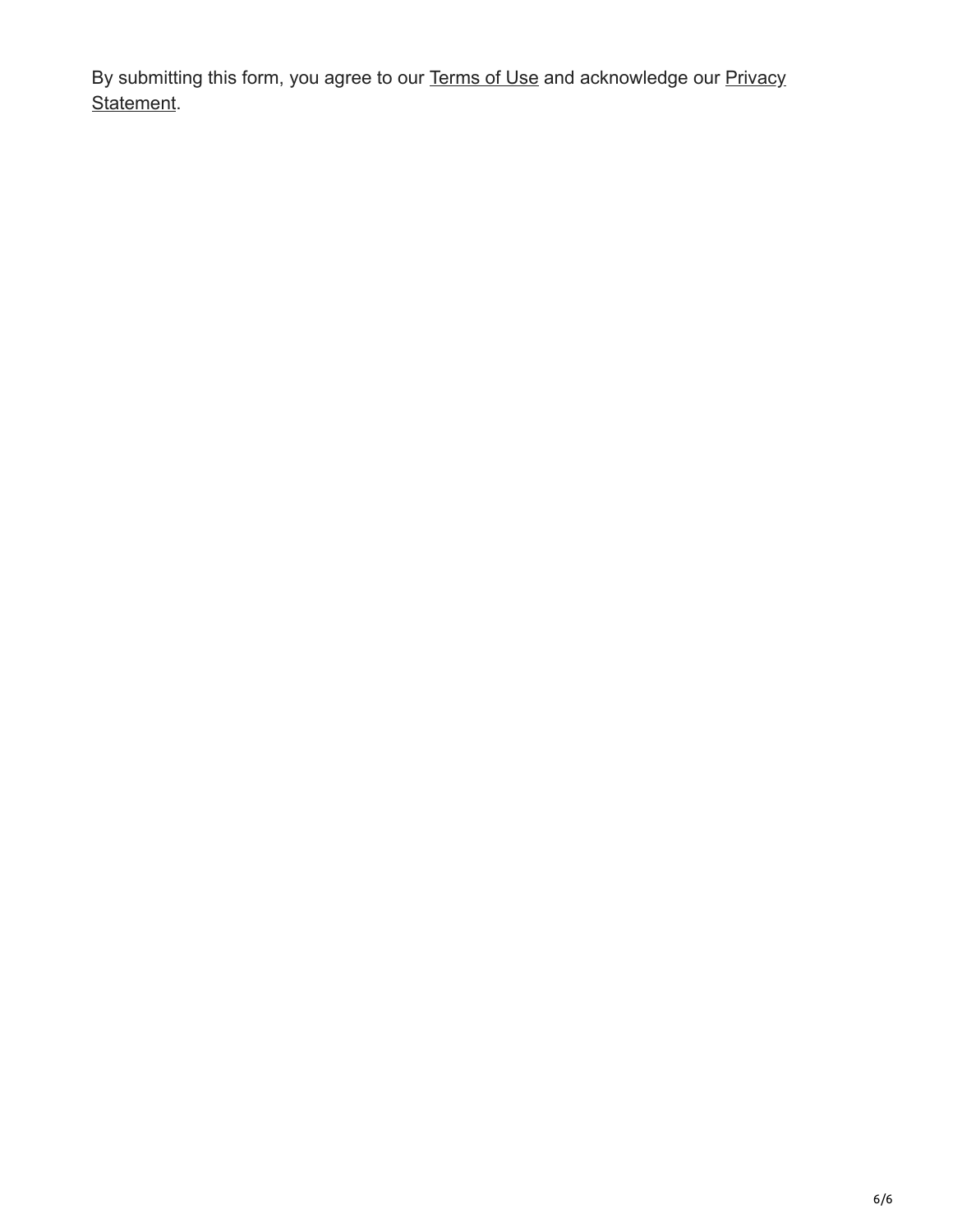By submitting this form, you agree to our Terms of Use and acknowledge our Privacy Statement.